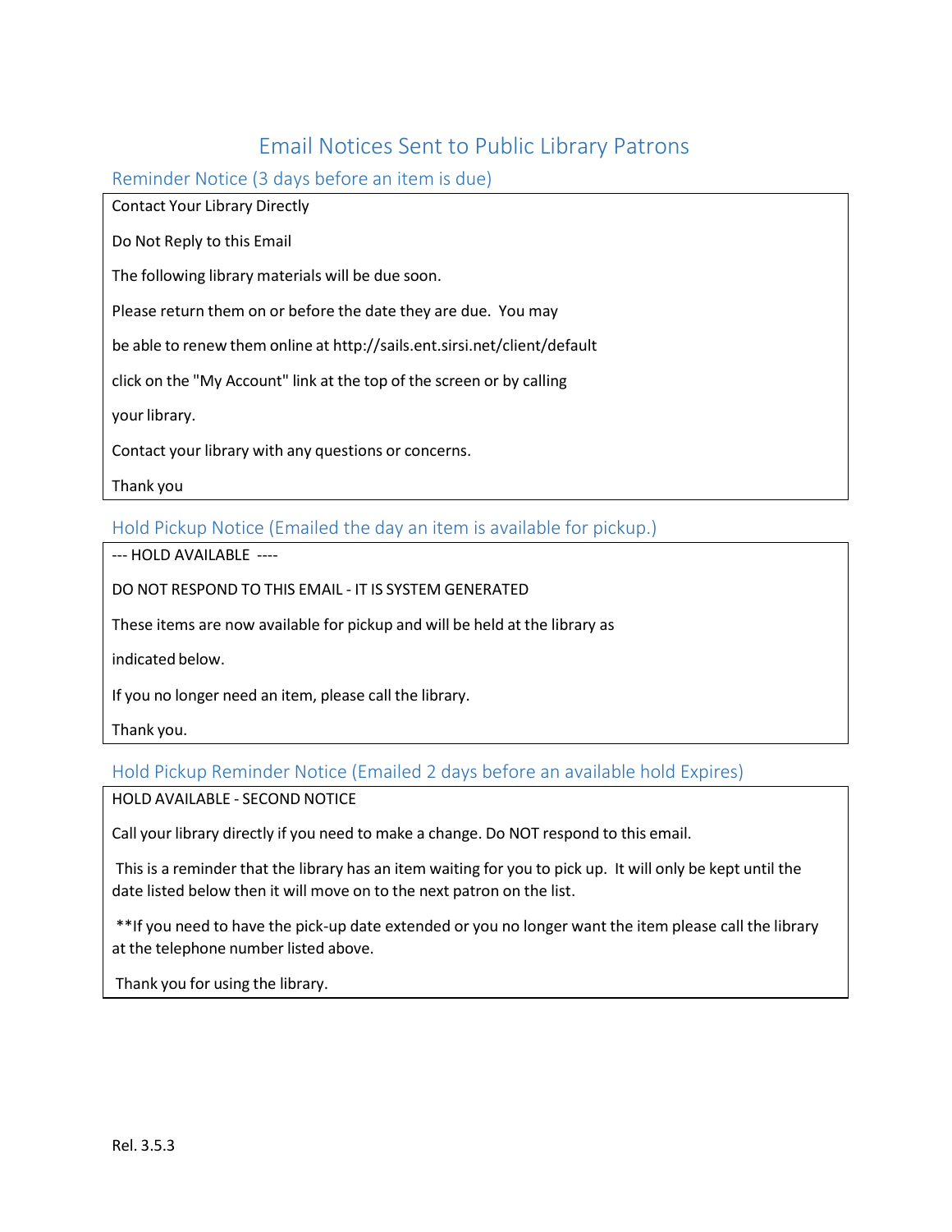# Email Notices Sent to Public Library Patrons

## Reminder Notice (3 days before an item is due)

Contact Your Library Directly

Do Not Reply to this Email

The following library materials will be due soon.

Please return them on or before the date they are due. You may

be able to renew them online at http://sails.ent.sirsi.net/client/default

click on the "My Account" link at the top of the screen or by calling

your library.

Contact your library with any questions or concerns.

Thank you

## Hold Pickup Notice (Emailed the day an item is available for pickup.)

--- HOLD AVAILABLE ----

DO NOT RESPOND TO THIS EMAIL - IT IS SYSTEM GENERATED

These items are now available for pickup and will be held at the library as

indicated below.

If you no longer need an item, please call the library.

Thank you.

## Hold Pickup Reminder Notice (Emailed 2 days before an available hold Expires)

HOLD AVAILABLE - SECOND NOTICE

Call your library directly if you need to make a change. Do NOT respond to this email.

This is a reminder that the library has an item waiting for you to pick up. It will only be kept until the date listed below then it will move on to the next patron on the list.

**If you need to have the pick-up date extended or you no longer want the item please call the library at the telephone number listed above.

Thank you for using the library.

Rel. 3.5.3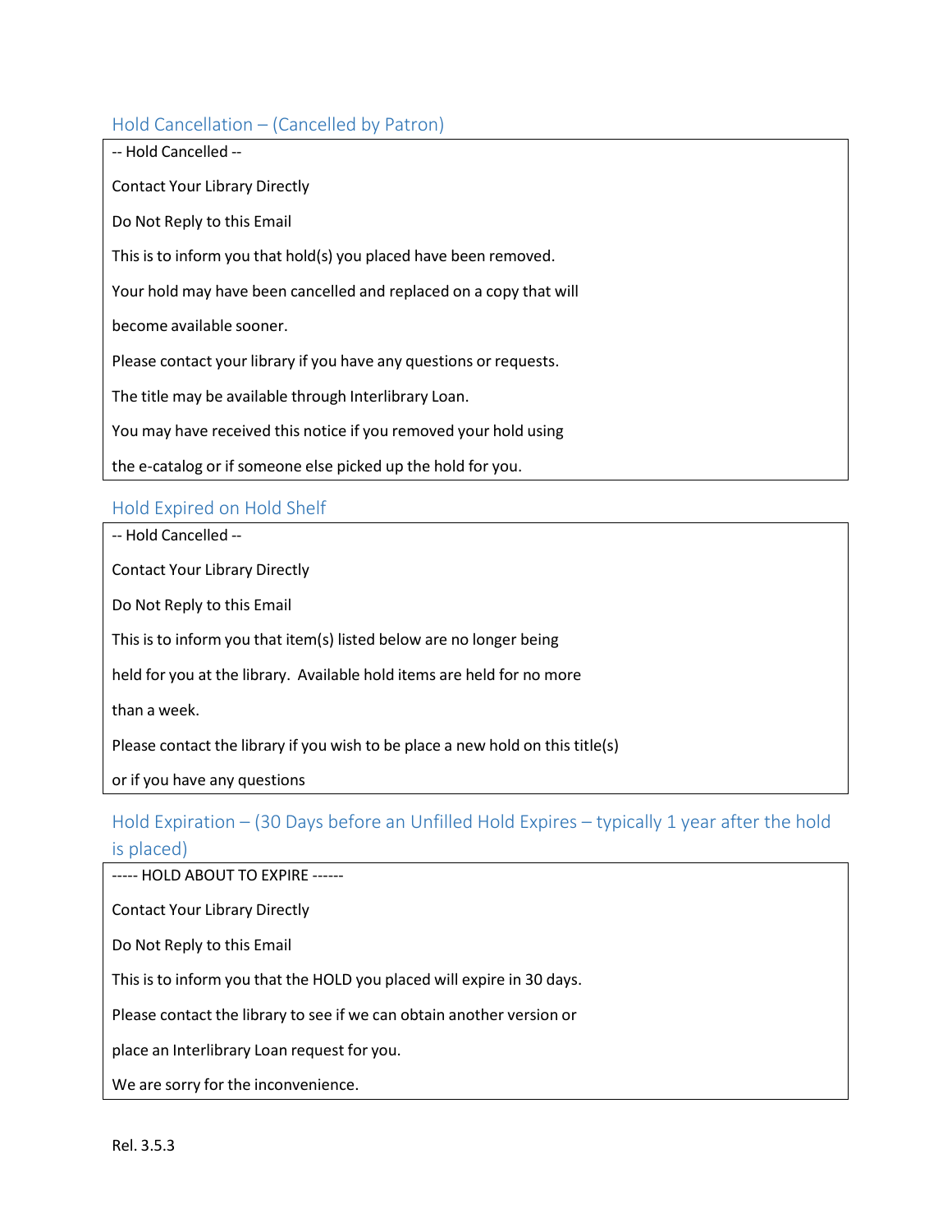## Hold Cancellation – (Cancelled by Patron)

```
-- Hold Cancelled --

Contact Your Library Directly

Do Not Reply to this Email

This is to inform you that hold(s) you placed have been removed.

Your hold may have been cancelled and replaced on a copy that will

become available sooner.

Please contact your library if you have any questions or requests.

The title may be available through Interlibrary Loan.

You may have received this notice if you removed your hold using

the e-catalog or if someone else picked up the hold for you.
```

## Hold Expired on Hold Shelf

```
-- Hold Cancelled --

Contact Your Library Directly

Do Not Reply to this Email

This is to inform you that item(s) listed below are no longer being

held for you at the library.  Available hold items are held for no more

than a week.

Please contact the library if you wish to be place a new hold on this title(s)

or if you have any questions
```

## Hold Expiration – (30 Days before an Unfilled Hold Expires – typically 1 year after the hold is placed)

```
----- HOLD ABOUT TO EXPIRE ------

Contact Your Library Directly

Do Not Reply to this Email

This is to inform you that the HOLD you placed will expire in 30 days.

Please contact the library to see if we can obtain another version or

place an Interlibrary Loan request for you.

We are sorry for the inconvenience.
```

Rel. 3.5.3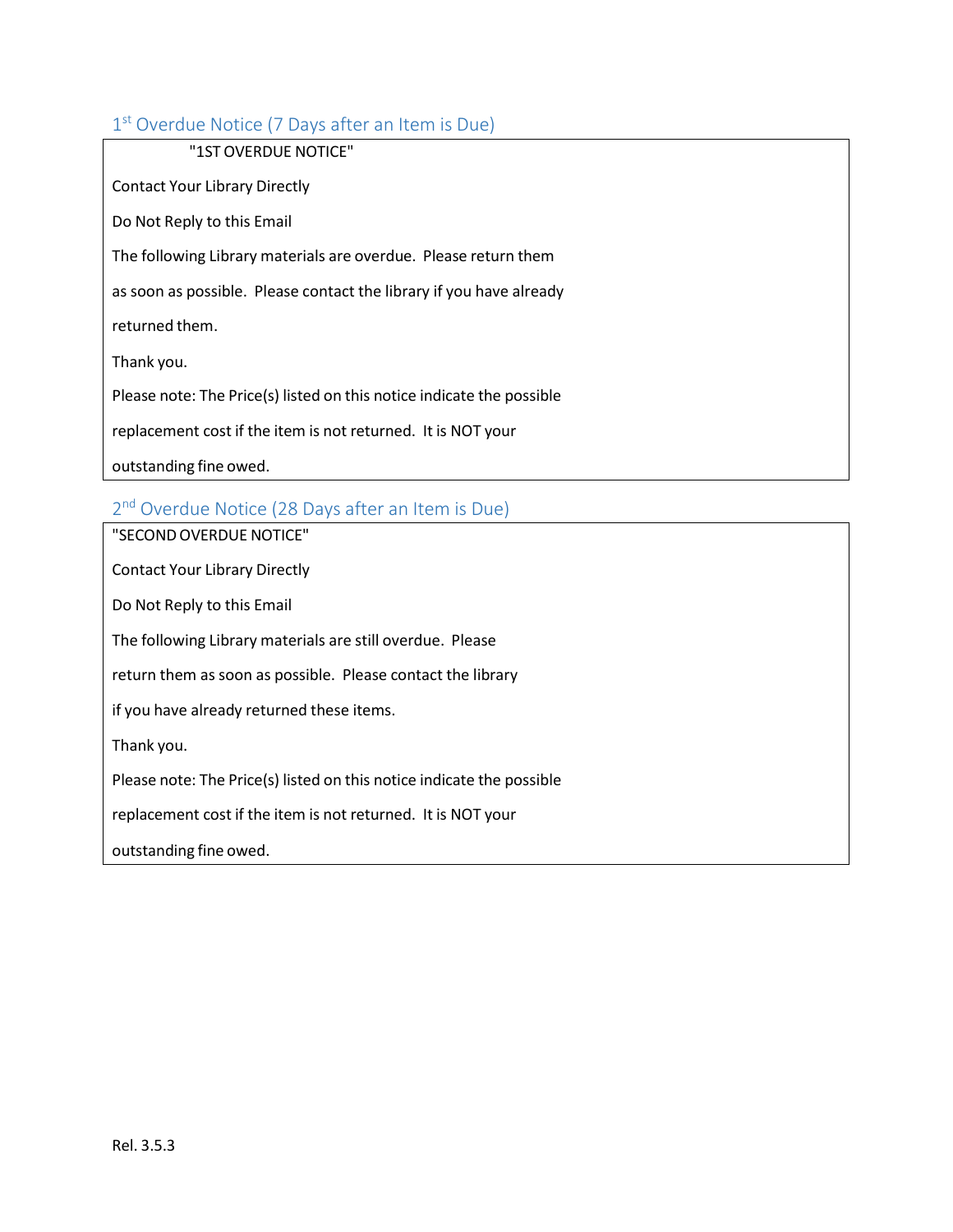## 1st Overdue Notice (7 Days after an Item is Due)

```
"1ST OVERDUE NOTICE"

Contact Your Library Directly

Do Not Reply to this Email

The following Library materials are overdue.  Please return them

as soon as possible.  Please contact the library if you have already

returned them.

Thank you.

Please note: The Price(s) listed on this notice indicate the possible

replacement cost if the item is not returned.  It is NOT your

outstanding fine owed.
```

## 2nd Overdue Notice (28 Days after an Item is Due)

```
"SECOND OVERDUE NOTICE"

Contact Your Library Directly

Do Not Reply to this Email

The following Library materials are still overdue.  Please

return them as soon as possible.  Please contact the library

if you have already returned these items.

Thank you.

Please note: The Price(s) listed on this notice indicate the possible

replacement cost if the item is not returned.  It is NOT your

outstanding fine owed.
```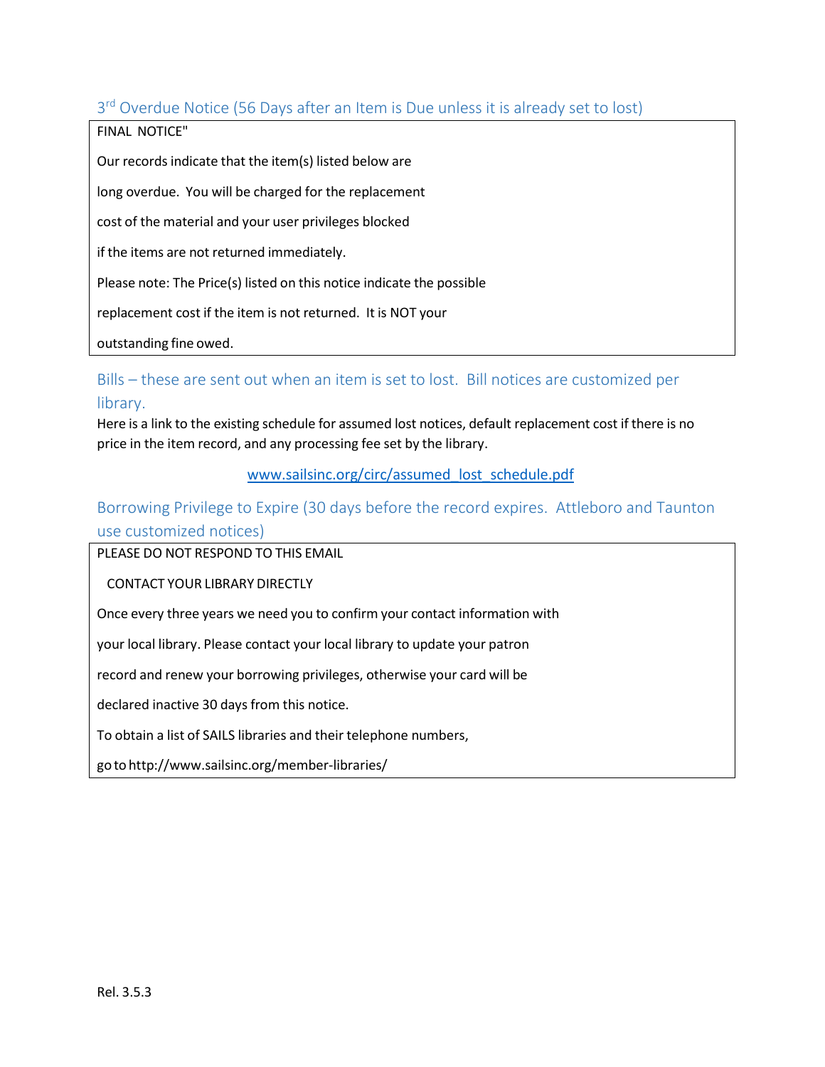### 3rd Overdue Notice (56 Days after an Item is Due unless it is already set to lost)

| |
|---|
| FINAL NOTICE"<br><br>Our records indicate that the item(s) listed below are<br><br>long overdue. You will be charged for the replacement<br><br>cost of the material and your user privileges blocked<br><br>if the items are not returned immediately.<br><br>Please note: The Price(s) listed on this notice indicate the possible<br><br>replacement cost if the item is not returned. It is NOT your<br><br>outstanding fine owed. |

### Bills – these are sent out when an item is set to lost. Bill notices are customized per library.

Here is a link to the existing schedule for assumed lost notices, default replacement cost if there is no price in the item record, and any processing fee set by the library.

www.sailsinc.org/circ/assumed_lost_schedule.pdf

### Borrowing Privilege to Expire (30 days before the record expires. Attleboro and Taunton use customized notices)

| |
|---|
| PLEASE DO NOT RESPOND TO THIS EMAIL<br><br>CONTACT YOUR LIBRARY DIRECTLY<br><br>Once every three years we need you to confirm your contact information with<br><br>your local library. Please contact your local library to update your patron<br><br>record and renew your borrowing privileges, otherwise your card will be<br><br>declared inactive 30 days from this notice.<br><br>To obtain a list of SAILS libraries and their telephone numbers,<br><br>go to http://www.sailsinc.org/member-libraries/ |

Rel. 3.5.3